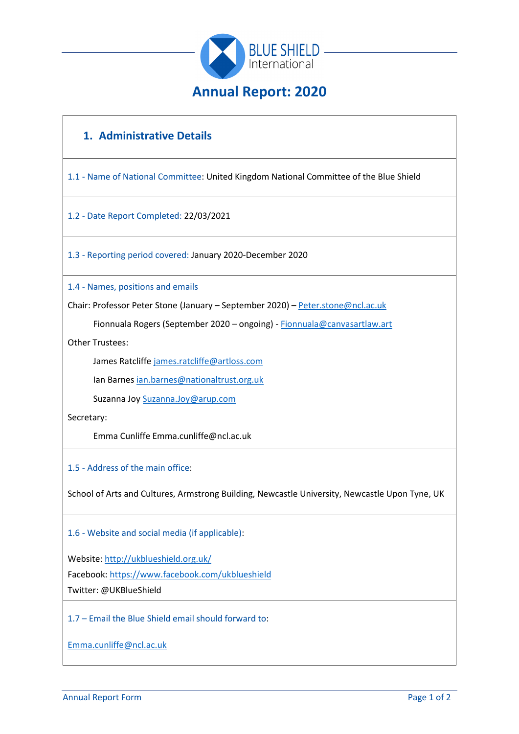BLUE SHIELD International

# Annual Report: 2020

## 1. Administrative Details

1.1 - Name of National Committee: United Kingdom National Committee of the Blue Shield

1.2 - Date Report Completed: 22/03/2021

1.3 - Reporting period covered: January 2020-December 2020

1.4 - Names, positions and emails

Chair: Professor Peter Stone (January – September 2020) – Peter.stone@ncl.ac.uk

Fionnuala Rogers (September 2020 – ongoing) - Fionnuala@canvasartlaw.art

Other Trustees:

James Ratcliffe james.ratcliffe@artloss.com

Ian Barnes ian.barnes@nationaltrust.org.uk

Suzanna Joy Suzanna.Joy@arup.com

Secretary:

Emma Cunliffe Emma.cunliffe@ncl.ac.uk

1.5 - Address of the main office:

School of Arts and Cultures, Armstrong Building, Newcastle University, Newcastle Upon Tyne, UK

1.6 - Website and social media (if applicable):

Website: http://ukblueshield.org.uk/
Facebook: https://www.facebook.com/ukblueshield
Twitter: @UKBlueShield

1.7 – Email the Blue Shield email should forward to:

Emma.cunliffe@ncl.ac.uk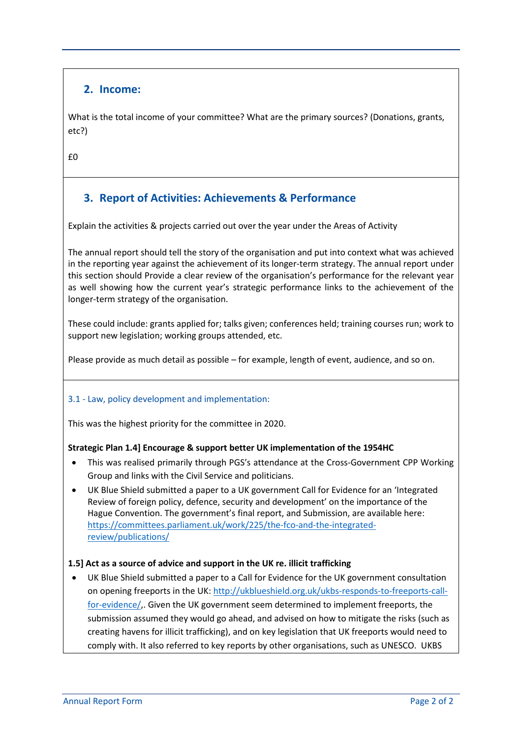## 2. Income:

What is the total income of your committee? What are the primary sources? (Donations, grants, etc?)

£0

## 3. Report of Activities: Achievements & Performance

Explain the activities & projects carried out over the year under the Areas of Activity

The annual report should tell the story of the organisation and put into context what was achieved in the reporting year against the achievement of its longer-term strategy. The annual report under this section should Provide a clear review of the organisation's performance for the relevant year as well showing how the current year's strategic performance links to the achievement of the longer-term strategy of the organisation.

These could include: grants applied for; talks given; conferences held; training courses run; work to support new legislation; working groups attended, etc.

Please provide as much detail as possible – for example, length of event, audience, and so on.

### 3.1 - Law, policy development and implementation:

This was the highest priority for the committee in 2020.

**Strategic Plan 1.4] Encourage & support better UK implementation of the 1954HC**

- This was realised primarily through PGS's attendance at the Cross-Government CPP Working Group and links with the Civil Service and politicians.
- UK Blue Shield submitted a paper to a UK government Call for Evidence for an 'Integrated Review of foreign policy, defence, security and development' on the importance of the Hague Convention. The government's final report, and Submission, are available here: https://committees.parliament.uk/work/225/the-fco-and-the-integrated-review/publications/

**1.5] Act as a source of advice and support in the UK re. illicit trafficking**

- UK Blue Shield submitted a paper to a Call for Evidence for the UK government consultation on opening freeports in the UK: http://ukblueshield.org.uk/ukbs-responds-to-freeports-call-for-evidence/,. Given the UK government seem determined to implement freeports, the submission assumed they would go ahead, and advised on how to mitigate the risks (such as creating havens for illicit trafficking), and on key legislation that UK freeports would need to comply with. It also referred to key reports by other organisations, such as UNESCO. UKBS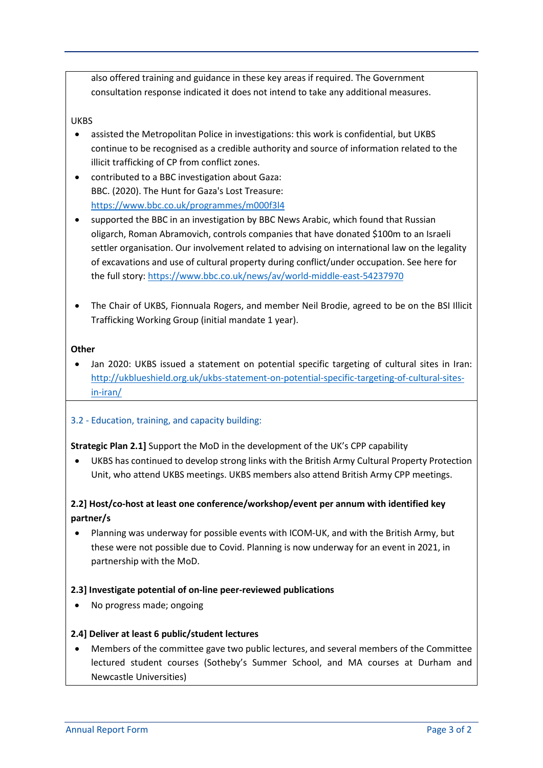also offered training and guidance in these key areas if required. The Government consultation response indicated it does not intend to take any additional measures.

UKBS

- assisted the Metropolitan Police in investigations: this work is confidential, but UKBS continue to be recognised as a credible authority and source of information related to the illicit trafficking of CP from conflict zones.
- contributed to a BBC investigation about Gaza: BBC. (2020). The Hunt for Gaza's Lost Treasure: https://www.bbc.co.uk/programmes/m000f3l4
- supported the BBC in an investigation by BBC News Arabic, which found that Russian oligarch, Roman Abramovich, controls companies that have donated $100m to an Israeli settler organisation. Our involvement related to advising on international law on the legality of excavations and use of cultural property during conflict/under occupation. See here for the full story: https://www.bbc.co.uk/news/av/world-middle-east-54237970
- The Chair of UKBS, Fionnuala Rogers, and member Neil Brodie, agreed to be on the BSI Illicit Trafficking Working Group (initial mandate 1 year).

**Other**

- Jan 2020: UKBS issued a statement on potential specific targeting of cultural sites in Iran: http://ukblueshield.org.uk/ukbs-statement-on-potential-specific-targeting-of-cultural-sites-in-iran/

### 3.2 - Education, training, and capacity building:

**Strategic Plan 2.1]** Support the MoD in the development of the UK's CPP capability

- UKBS has continued to develop strong links with the British Army Cultural Property Protection Unit, who attend UKBS meetings. UKBS members also attend British Army CPP meetings.

**2.2] Host/co-host at least one conference/workshop/event per annum with identified key partner/s**

- Planning was underway for possible events with ICOM-UK, and with the British Army, but these were not possible due to Covid. Planning is now underway for an event in 2021, in partnership with the MoD.

**2.3] Investigate potential of on-line peer-reviewed publications**

- No progress made; ongoing

**2.4] Deliver at least 6 public/student lectures**

- Members of the committee gave two public lectures, and several members of the Committee lectured student courses (Sotheby's Summer School, and MA courses at Durham and Newcastle Universities)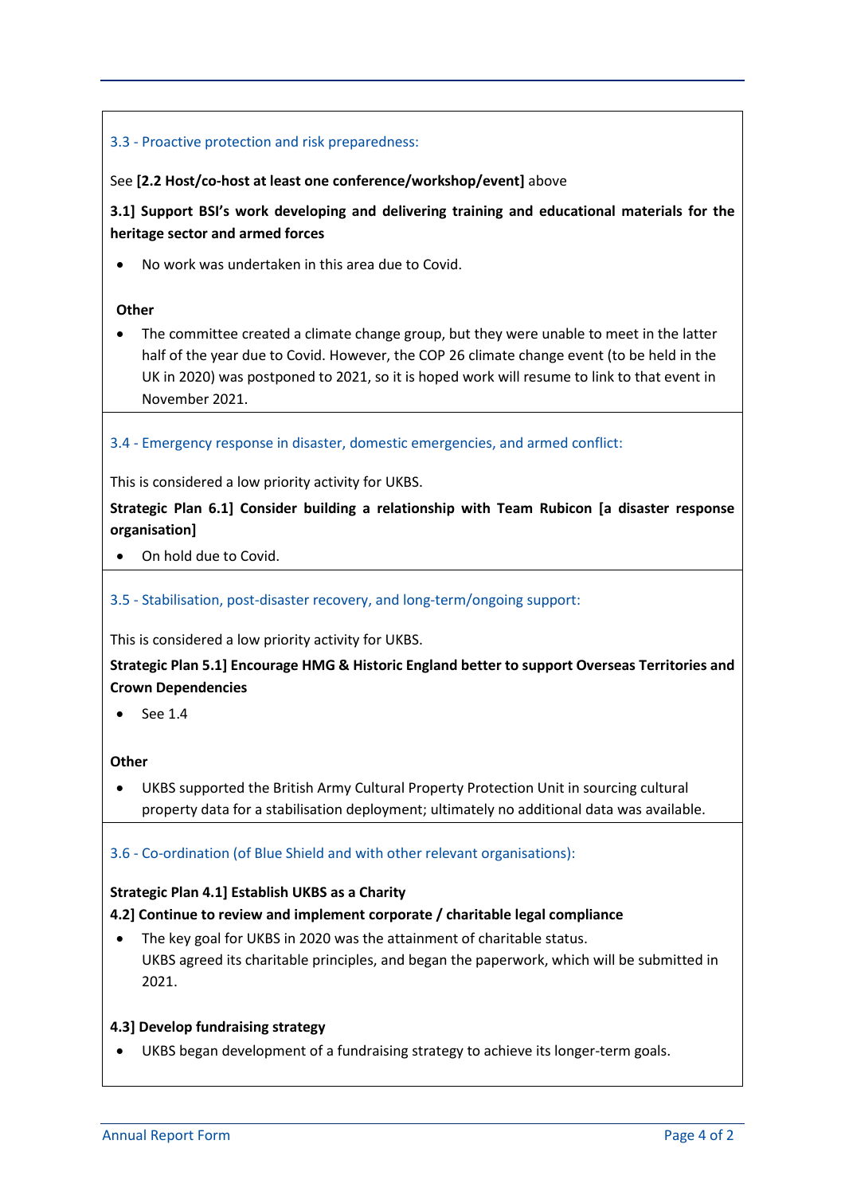### 3.3 - Proactive protection and risk preparedness:

See **[2.2 Host/co-host at least one conference/workshop/event]** above

**3.1] Support BSI's work developing and delivering training and educational materials for the heritage sector and armed forces**

- No work was undertaken in this area due to Covid.

**Other**

- The committee created a climate change group, but they were unable to meet in the latter half of the year due to Covid. However, the COP 26 climate change event (to be held in the UK in 2020) was postponed to 2021, so it is hoped work will resume to link to that event in November 2021.

### 3.4 - Emergency response in disaster, domestic emergencies, and armed conflict:

This is considered a low priority activity for UKBS.

**Strategic Plan 6.1] Consider building a relationship with Team Rubicon [a disaster response organisation]**

- On hold due to Covid.

### 3.5 - Stabilisation, post-disaster recovery, and long-term/ongoing support:

This is considered a low priority activity for UKBS.

**Strategic Plan 5.1] Encourage HMG & Historic England better to support Overseas Territories and Crown Dependencies**

- See 1.4

**Other**

- UKBS supported the British Army Cultural Property Protection Unit in sourcing cultural property data for a stabilisation deployment; ultimately no additional data was available.

### 3.6 - Co-ordination (of Blue Shield and with other relevant organisations):

**Strategic Plan 4.1] Establish UKBS as a Charity**

**4.2] Continue to review and implement corporate / charitable legal compliance**

- The key goal for UKBS in 2020 was the attainment of charitable status.
  UKBS agreed its charitable principles, and began the paperwork, which will be submitted in 2021.

**4.3] Develop fundraising strategy**

- UKBS began development of a fundraising strategy to achieve its longer-term goals.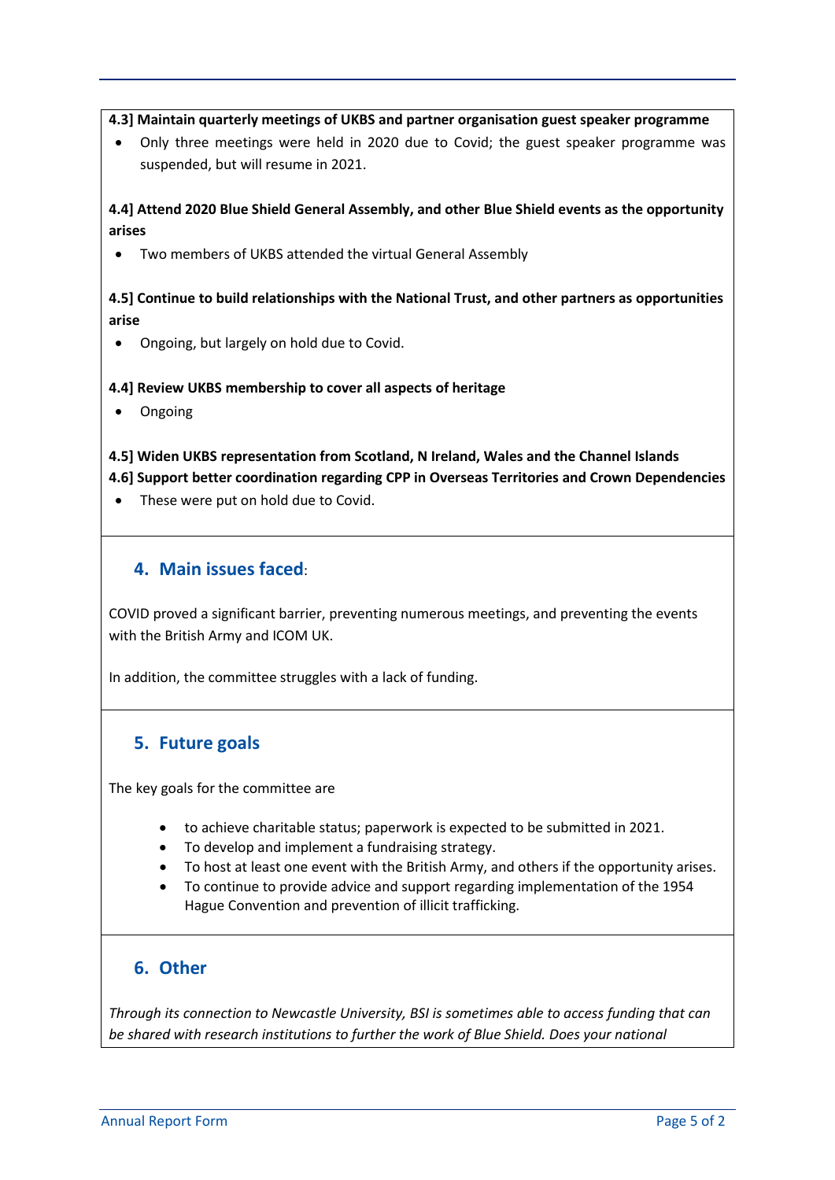**4.3] Maintain quarterly meetings of UKBS and partner organisation guest speaker programme**

- Only three meetings were held in 2020 due to Covid; the guest speaker programme was suspended, but will resume in 2021.

**4.4] Attend 2020 Blue Shield General Assembly, and other Blue Shield events as the opportunity arises**

- Two members of UKBS attended the virtual General Assembly

**4.5] Continue to build relationships with the National Trust, and other partners as opportunities arise**

- Ongoing, but largely on hold due to Covid.

**4.4] Review UKBS membership to cover all aspects of heritage**

- Ongoing

**4.5] Widen UKBS representation from Scotland, N Ireland, Wales and the Channel Islands**
**4.6] Support better coordination regarding CPP in Overseas Territories and Crown Dependencies**

- These were put on hold due to Covid.

## 4. Main issues faced:

COVID proved a significant barrier, preventing numerous meetings, and preventing the events with the British Army and ICOM UK.

In addition, the committee struggles with a lack of funding.

## 5. Future goals

The key goals for the committee are

- to achieve charitable status; paperwork is expected to be submitted in 2021.
- To develop and implement a fundraising strategy.
- To host at least one event with the British Army, and others if the opportunity arises.
- To continue to provide advice and support regarding implementation of the 1954 Hague Convention and prevention of illicit trafficking.

## 6. Other

*Through its connection to Newcastle University, BSI is sometimes able to access funding that can be shared with research institutions to further the work of Blue Shield. Does your national*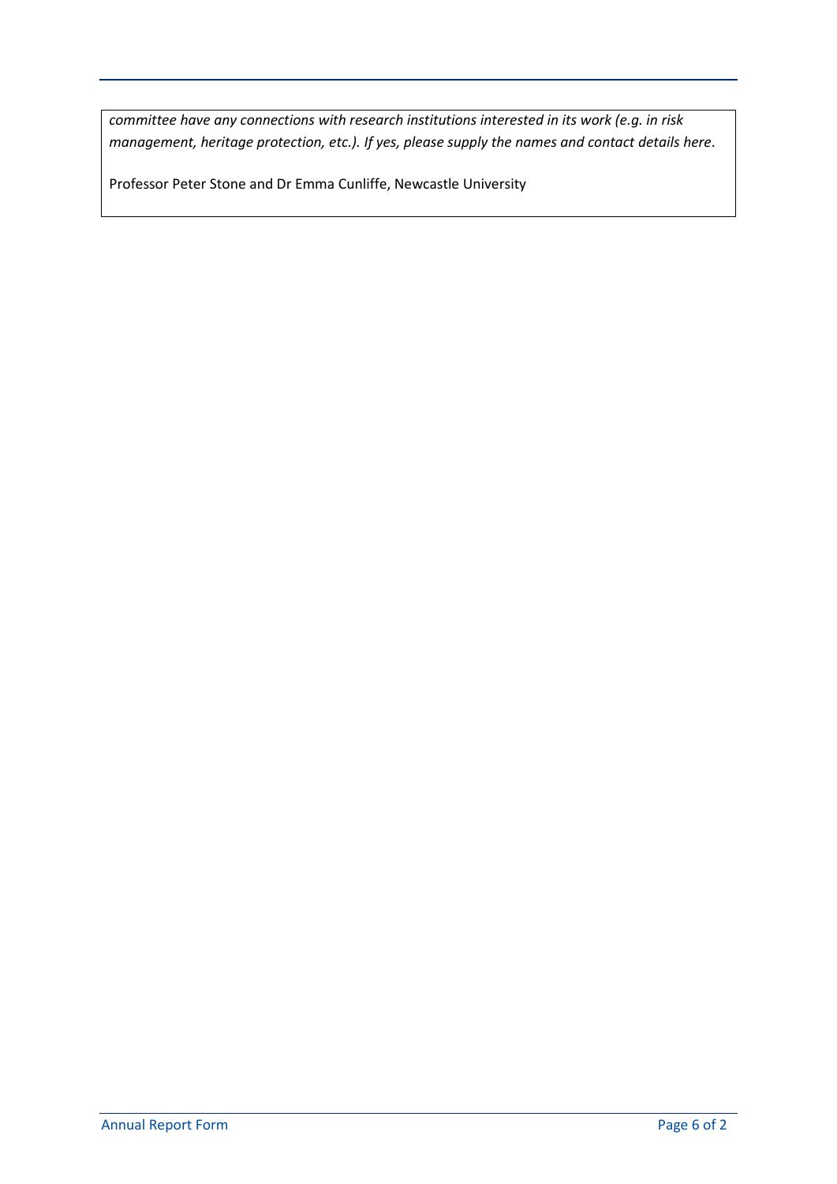*committee have any connections with research institutions interested in its work (e.g. in risk management, heritage protection, etc.). If yes, please supply the names and contact details here*.

Professor Peter Stone and Dr Emma Cunliffe, Newcastle University